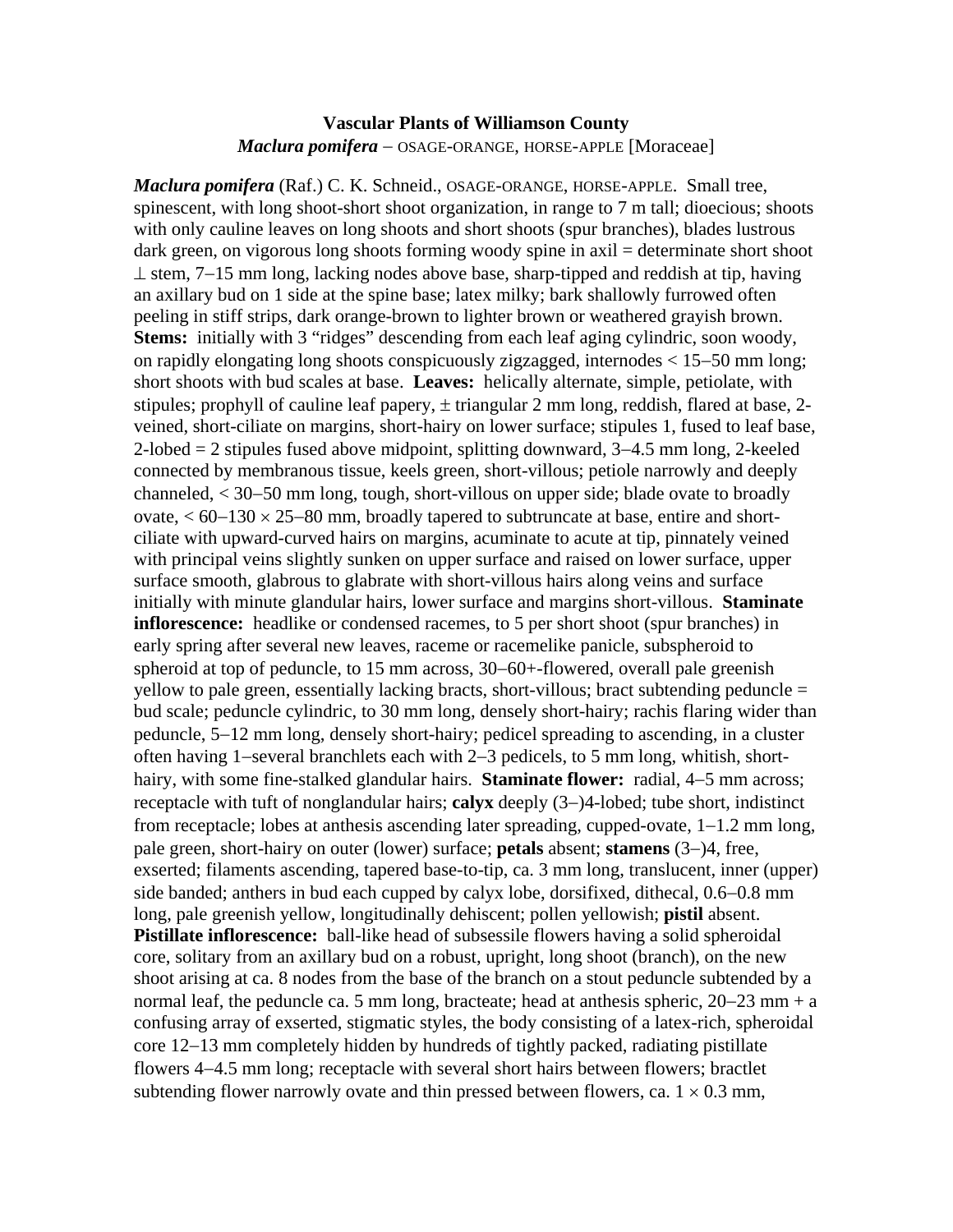**Vascular Plants of Williamson County**
***Maclura pomifera*** – OSAGE-ORANGE, HORSE-APPLE [Moraceae]

***Maclura pomifera*** (Raf.) C. K. Schneid., OSAGE-ORANGE, HORSE-APPLE. Small tree, spinescent, with long shoot-short shoot organization, in range to 7 m tall; dioecious; shoots with only cauline leaves on long shoots and short shoots (spur branches), blades lustrous dark green, on vigorous long shoots forming woody spine in axil = determinate short shoot ⊥ stem, 7–15 mm long, lacking nodes above base, sharp-tipped and reddish at tip, having an axillary bud on 1 side at the spine base; latex milky; bark shallowly furrowed often peeling in stiff strips, dark orange-brown to lighter brown or weathered grayish brown. **Stems:** initially with 3 "ridges" descending from each leaf aging cylindric, soon woody, on rapidly elongating long shoots conspicuously zigzagged, internodes < 15–50 mm long; short shoots with bud scales at base. **Leaves:** helically alternate, simple, petiolate, with stipules; prophyll of cauline leaf papery, ± triangular 2 mm long, reddish, flared at base, 2-veined, short-ciliate on margins, short-hairy on lower surface; stipules 1, fused to leaf base, 2-lobed = 2 stipules fused above midpoint, splitting downward, 3–4.5 mm long, 2-keeled connected by membranous tissue, keels green, short-villous; petiole narrowly and deeply channeled, < 30–50 mm long, tough, short-villous on upper side; blade ovate to broadly ovate, < 60–130 × 25–80 mm, broadly tapered to subtruncate at base, entire and short-ciliate with upward-curved hairs on margins, acuminate to acute at tip, pinnately veined with principal veins slightly sunken on upper surface and raised on lower surface, upper surface smooth, glabrous to glabrate with short-villous hairs along veins and surface initially with minute glandular hairs, lower surface and margins short-villous. **Staminate inflorescence:** headlike or condensed racemes, to 5 per short shoot (spur branches) in early spring after several new leaves, raceme or racemelike panicle, subspheroid to spheroid at top of peduncle, to 15 mm across, 30–60+-flowered, overall pale greenish yellow to pale green, essentially lacking bracts, short-villous; bract subtending peduncle = bud scale; peduncle cylindric, to 30 mm long, densely short-hairy; rachis flaring wider than peduncle, 5–12 mm long, densely short-hairy; pedicel spreading to ascending, in a cluster often having 1–several branchlets each with 2–3 pedicels, to 5 mm long, whitish, short-hairy, with some fine-stalked glandular hairs. **Staminate flower:** radial, 4–5 mm across; receptacle with tuft of nonglandular hairs; **calyx** deeply (3–)4-lobed; tube short, indistinct from receptacle; lobes at anthesis ascending later spreading, cupped-ovate, 1–1.2 mm long, pale green, short-hairy on outer (lower) surface; **petals** absent; **stamens** (3–)4, free, exserted; filaments ascending, tapered base-to-tip, ca. 3 mm long, translucent, inner (upper) side banded; anthers in bud each cupped by calyx lobe, dorsifixed, dithecal, 0.6–0.8 mm long, pale greenish yellow, longitudinally dehiscent; pollen yellowish; **pistil** absent. **Pistillate inflorescence:** ball-like head of subsessile flowers having a solid spheroidal core, solitary from an axillary bud on a robust, upright, long shoot (branch), on the new shoot arising at ca. 8 nodes from the base of the branch on a stout peduncle subtended by a normal leaf, the peduncle ca. 5 mm long, bracteate; head at anthesis spheric, 20–23 mm + a confusing array of exserted, stigmatic styles, the body consisting of a latex-rich, spheroidal core 12–13 mm completely hidden by hundreds of tightly packed, radiating pistillate flowers 4–4.5 mm long; receptacle with several short hairs between flowers; bractlet subtending flower narrowly ovate and thin pressed between flowers, ca. 1 × 0.3 mm,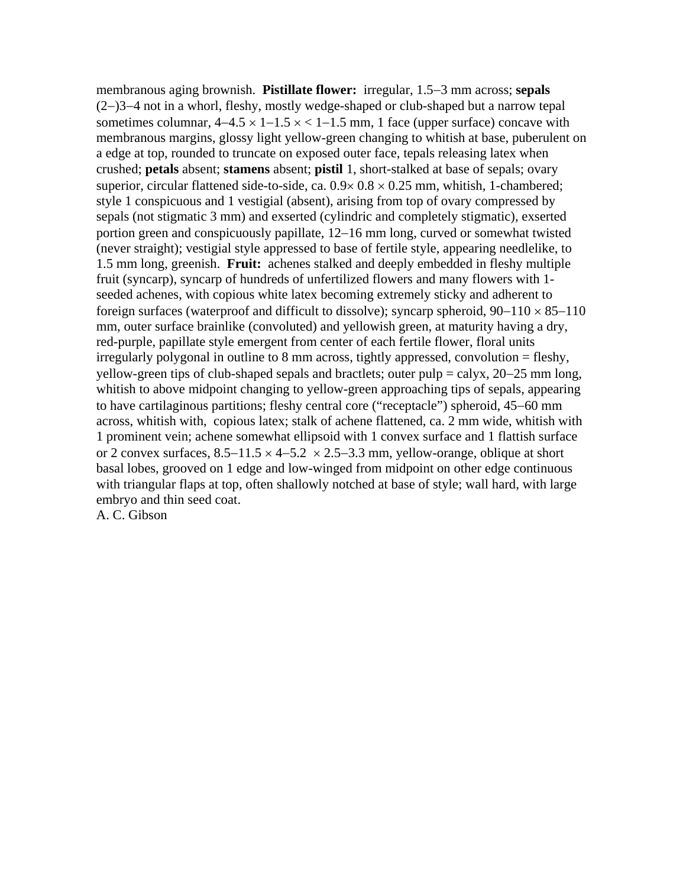membranous aging brownish. **Pistillate flower:** irregular, 1.5–3 mm across; **sepals** (2–)3–4 not in a whorl, fleshy, mostly wedge-shaped or club-shaped but a narrow tepal sometimes columnar, 4–4.5 × 1–1.5 × < 1–1.5 mm, 1 face (upper surface) concave with membranous margins, glossy light yellow-green changing to whitish at base, puberulent on a edge at top, rounded to truncate on exposed outer face, tepals releasing latex when crushed; **petals** absent; **stamens** absent; **pistil** 1, short-stalked at base of sepals; ovary superior, circular flattened side-to-side, ca. 0.9× 0.8 × 0.25 mm, whitish, 1-chambered; style 1 conspicuous and 1 vestigial (absent), arising from top of ovary compressed by sepals (not stigmatic 3 mm) and exserted (cylindric and completely stigmatic), exserted portion green and conspicuously papillate, 12–16 mm long, curved or somewhat twisted (never straight); vestigial style appressed to base of fertile style, appearing needlelike, to 1.5 mm long, greenish. **Fruit:** achenes stalked and deeply embedded in fleshy multiple fruit (syncarp), syncarp of hundreds of unfertilized flowers and many flowers with 1-seeded achenes, with copious white latex becoming extremely sticky and adherent to foreign surfaces (waterproof and difficult to dissolve); syncarp spheroid, 90–110 × 85–110 mm, outer surface brainlike (convoluted) and yellowish green, at maturity having a dry, red-purple, papillate style emergent from center of each fertile flower, floral units irregularly polygonal in outline to 8 mm across, tightly appressed, convolution = fleshy, yellow-green tips of club-shaped sepals and bractlets; outer pulp = calyx, 20–25 mm long, whitish to above midpoint changing to yellow-green approaching tips of sepals, appearing to have cartilaginous partitions; fleshy central core ("receptacle") spheroid, 45–60 mm across, whitish with, copious latex; stalk of achene flattened, ca. 2 mm wide, whitish with 1 prominent vein; achene somewhat ellipsoid with 1 convex surface and 1 flattish surface or 2 convex surfaces, 8.5–11.5 × 4–5.2 × 2.5–3.3 mm, yellow-orange, oblique at short basal lobes, grooved on 1 edge and low-winged from midpoint on other edge continuous with triangular flaps at top, often shallowly notched at base of style; wall hard, with large embryo and thin seed coat.

A. C. Gibson